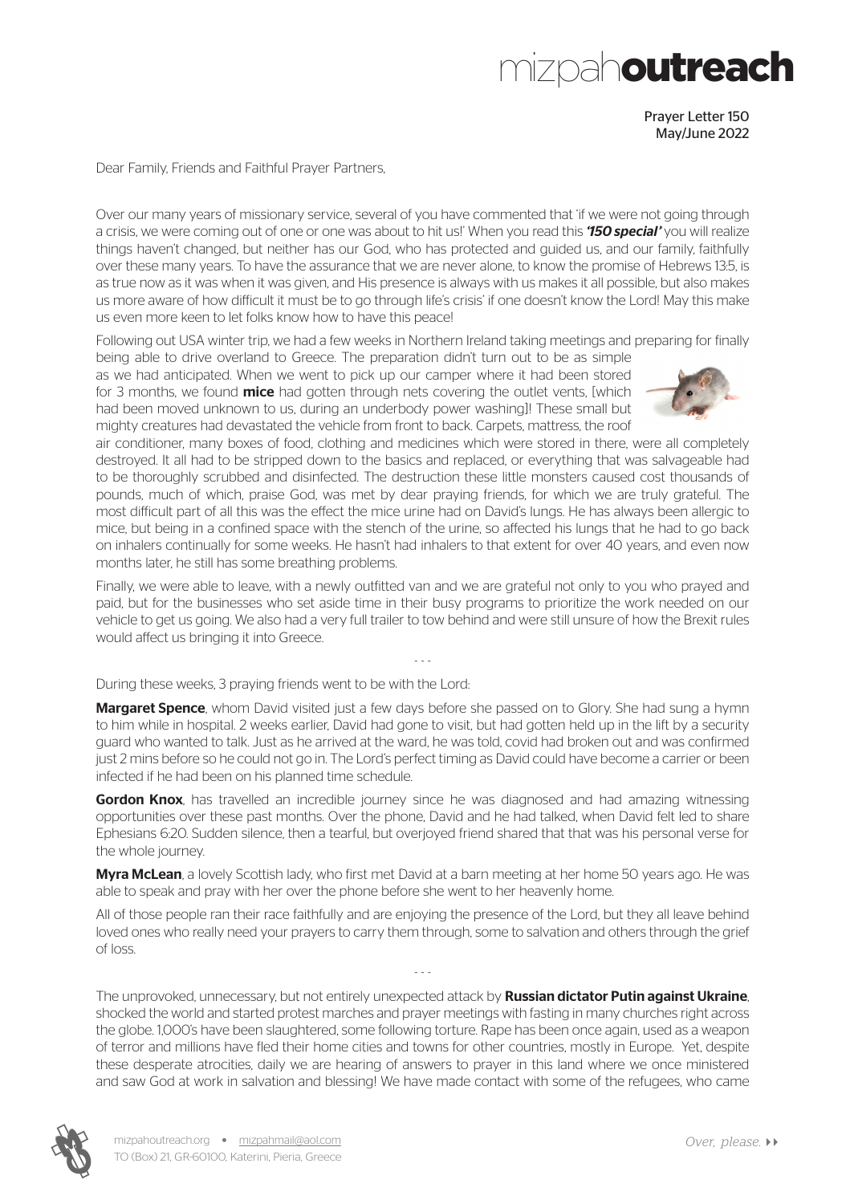# mizpah**outreach**

Prayer Letter 150
May/June 2022

Dear Family, Friends and Faithful Prayer Partners,

Over our many years of missionary service, several of you have commented that 'if we were not going through a crisis, we were coming out of one or one was about to hit us!' When you read this ***'150 special'*** you will realize things haven't changed, but neither has our God, who has protected and guided us, and our family, faithfully over these many years. To have the assurance that we are never alone, to know the promise of Hebrews 13:5, is as true now as it was when it was given, and His presence is always with us makes it all possible, but also makes us more aware of how difficult it must be to go through life's crisis' if one doesn't know the Lord! May this make us even more keen to let folks know how to have this peace!

Following out USA winter trip, we had a few weeks in Northern Ireland taking meetings and preparing for finally being able to drive overland to Greece. The preparation didn't turn out to be as simple as we had anticipated. When we went to pick up our camper where it had been stored for 3 months, we found **mice** had gotten through nets covering the outlet vents, [which had been moved unknown to us, during an underbody power washing]! These small but mighty creatures had devastated the vehicle from front to back. Carpets, mattress, the roof air conditioner, many boxes of food, clothing and medicines which were stored in there, were all completely destroyed. It all had to be stripped down to the basics and replaced, or everything that was salvageable had to be thoroughly scrubbed and disinfected. The destruction these little monsters caused cost thousands of pounds, much of which, praise God, was met by dear praying friends, for which we are truly grateful. The most difficult part of all this was the effect the mice urine had on David's lungs. He has always been allergic to mice, but being in a confined space with the stench of the urine, so affected his lungs that he had to go back on inhalers continually for some weeks. He hasn't had inhalers to that extent for over 40 years, and even now months later, he still has some breathing problems.

Finally, we were able to leave, with a newly outfitted van and we are grateful not only to you who prayed and paid, but for the businesses who set aside time in their busy programs to prioritize the work needed on our vehicle to get us going. We also had a very full trailer to tow behind and were still unsure of how the Brexit rules would affect us bringing it into Greece.

- - -

During these weeks, 3 praying friends went to be with the Lord:

**Margaret Spence**, whom David visited just a few days before she passed on to Glory. She had sung a hymn to him while in hospital. 2 weeks earlier, David had gone to visit, but had gotten held up in the lift by a security guard who wanted to talk. Just as he arrived at the ward, he was told, covid had broken out and was confirmed just 2 mins before so he could not go in. The Lord's perfect timing as David could have become a carrier or been infected if he had been on his planned time schedule.

**Gordon Knox**, has travelled an incredible journey since he was diagnosed and had amazing witnessing opportunities over these past months. Over the phone, David and he had talked, when David felt led to share Ephesians 6:20. Sudden silence, then a tearful, but overjoyed friend shared that that was his personal verse for the whole journey.

**Myra McLean**, a lovely Scottish lady, who first met David at a barn meeting at her home 50 years ago. He was able to speak and pray with her over the phone before she went to her heavenly home.

All of those people ran their race faithfully and are enjoying the presence of the Lord, but they all leave behind loved ones who really need your prayers to carry them through, some to salvation and others through the grief of loss.

- - -

The unprovoked, unnecessary, but not entirely unexpected attack by **Russian dictator Putin against Ukraine**, shocked the world and started protest marches and prayer meetings with fasting in many churches right across the globe. 1,000's have been slaughtered, some following torture. Rape has been once again, used as a weapon of terror and millions have fled their home cities and towns for other countries, mostly in Europe. Yet, despite these desperate atrocities, daily we are hearing of answers to prayer in this land where we once ministered and saw God at work in salvation and blessing! We have made contact with some of the refugees, who came

mizpahoutreach.org • mizpahmail@aol.com
TO (Box) 21, GR-60100, Katerini, Pieria, Greece

*Over, please.*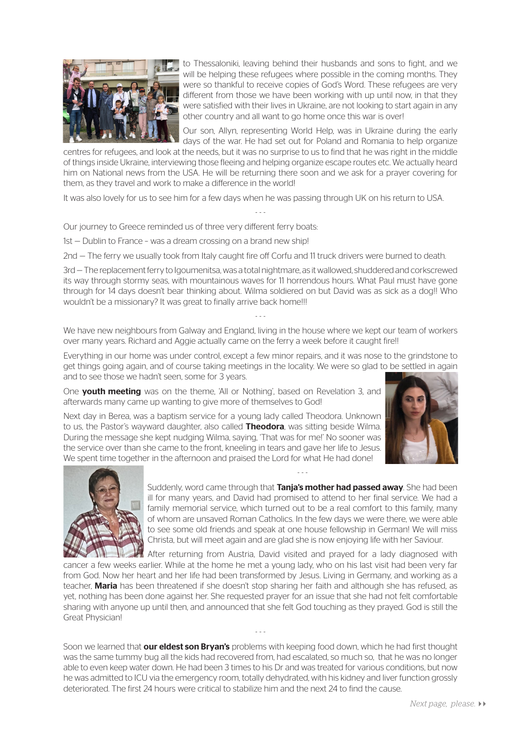to Thessaloniki, leaving behind their husbands and sons to fight, and we will be helping these refugees where possible in the coming months. They were so thankful to receive copies of God's Word. These refugees are very different from those we have been working with up until now, in that they were satisfied with their lives in Ukraine, are not looking to start again in any other country and all want to go home once this war is over!

Our son, Allyn, representing World Help, was in Ukraine during the early days of the war. He had set out for Poland and Romania to help organize centres for refugees, and look at the needs, but it was no surprise to us to find that he was right in the middle of things inside Ukraine, interviewing those fleeing and helping organize escape routes etc. We actually heard him on National news from the USA. He will be returning there soon and we ask for a prayer covering for them, as they travel and work to make a difference in the world!

It was also lovely for us to see him for a few days when he was passing through UK on his return to USA.

- - -

Our journey to Greece reminded us of three very different ferry boats:

1st – Dublin to France - was a dream crossing on a brand new ship!

2nd – The ferry we usually took from Italy caught fire off Corfu and 11 truck drivers were burned to death.

3rd – The replacement ferry to Igoumenitsa, was a total nightmare, as it wallowed, shuddered and corkscrewed its way through stormy seas, with mountainous waves for 11 horrendous hours. What Paul must have gone through for 14 days doesn't bear thinking about. Wilma soldiered on but David was as sick as a dog!! Who wouldn't be a missionary? It was great to finally arrive back home!!!

- - -

We have new neighbours from Galway and England, living in the house where we kept our team of workers over many years. Richard and Aggie actually came on the ferry a week before it caught fire!!

Everything in our home was under control, except a few minor repairs, and it was nose to the grindstone to get things going again, and of course taking meetings in the locality. We were so glad to be settled in again and to see those we hadn't seen, some for 3 years.

One **youth meeting** was on the theme, 'All or Nothing', based on Revelation 3, and afterwards many came up wanting to give more of themselves to God!

Next day in Berea, was a baptism service for a young lady called Theodora. Unknown to us, the Pastor's wayward daughter, also called **Theodora**, was sitting beside Wilma. During the message she kept nudging Wilma, saying, 'That was for me!' No sooner was the service over than she came to the front, kneeling in tears and gave her life to Jesus. We spent time together in the afternoon and praised the Lord for what He had done!

- - -

Suddenly, word came through that **Tanja's mother had passed away**. She had been ill for many years, and David had promised to attend to her final service. We had a family memorial service, which turned out to be a real comfort to this family, many of whom are unsaved Roman Catholics. In the few days we were there, we were able to see some old friends and speak at one house fellowship in German! We will miss Christa, but will meet again and are glad she is now enjoying life with her Saviour.

After returning from Austria, David visited and prayed for a lady diagnosed with cancer a few weeks earlier. While at the home he met a young lady, who on his last visit had been very far from God. Now her heart and her life had been transformed by Jesus. Living in Germany, and working as a teacher, **Maria** has been threatened if she doesn't stop sharing her faith and although she has refused, as yet, nothing has been done against her. She requested prayer for an issue that she had not felt comfortable sharing with anyone up until then, and announced that she felt God touching as they prayed. God is still the Great Physician!

- - -

Soon we learned that **our eldest son Bryan's** problems with keeping food down, which he had first thought was the same tummy bug all the kids had recovered from, had escalated, so much so, that he was no longer able to even keep water down. He had been 3 times to his Dr and was treated for various conditions, but now he was admitted to ICU via the emergency room, totally dehydrated, with his kidney and liver function grossly deteriorated. The first 24 hours were critical to stabilize him and the next 24 to find the cause.

*Next page, please.* ▸▸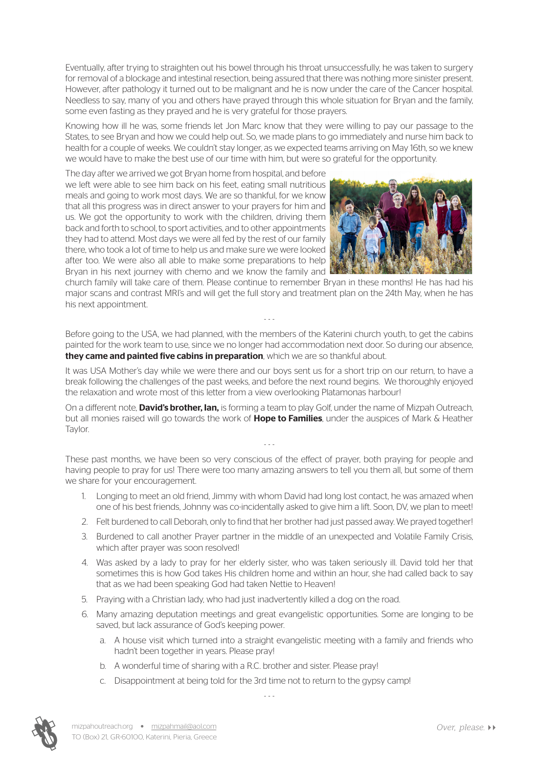Eventually, after trying to straighten out his bowel through his throat unsuccessfully, he was taken to surgery for removal of a blockage and intestinal resection, being assured that there was nothing more sinister present. However, after pathology it turned out to be malignant and he is now under the care of the Cancer hospital. Needless to say, many of you and others have prayed through this whole situation for Bryan and the family, some even fasting as they prayed and he is very grateful for those prayers.

Knowing how ill he was, some friends let Jon Marc know that they were willing to pay our passage to the States, to see Bryan and how we could help out. So, we made plans to go immediately and nurse him back to health for a couple of weeks. We couldn't stay longer, as we expected teams arriving on May 16th, so we knew we would have to make the best use of our time with him, but were so grateful for the opportunity.

The day after we arrived we got Bryan home from hospital, and before we left were able to see him back on his feet, eating small nutritious meals and going to work most days. We are so thankful, for we know that all this progress was in direct answer to your prayers for him and us. We got the opportunity to work with the children, driving them back and forth to school, to sport activities, and to other appointments they had to attend. Most days we were all fed by the rest of our family there, who took a lot of time to help us and make sure we were looked after too. We were also all able to make some preparations to help Bryan in his next journey with chemo and we know the family and church family will take care of them. Please continue to remember Bryan in these months! He has had his major scans and contrast MRI's and will get the full story and treatment plan on the 24th May, when he has his next appointment.

- - -

Before going to the USA, we had planned, with the members of the Katerini church youth, to get the cabins painted for the work team to use, since we no longer had accommodation next door. So during our absence, **they came and painted five cabins in preparation**, which we are so thankful about.

It was USA Mother's day while we were there and our boys sent us for a short trip on our return, to have a break following the challenges of the past weeks, and before the next round begins. We thoroughly enjoyed the relaxation and wrote most of this letter from a view overlooking Platamonas harbour!

On a different note, **David's brother, Ian,** is forming a team to play Golf, under the name of Mizpah Outreach, but all monies raised will go towards the work of **Hope to Families**, under the auspices of Mark & Heather Taylor.

- - -

These past months, we have been so very conscious of the effect of prayer, both praying for people and having people to pray for us! There were too many amazing answers to tell you them all, but some of them we share for your encouragement.

1. Longing to meet an old friend, Jimmy with whom David had long lost contact, he was amazed when one of his best friends, Johnny was co-incidentally asked to give him a lift. Soon, DV, we plan to meet!
2. Felt burdened to call Deborah, only to find that her brother had just passed away. We prayed together!
3. Burdened to call another Prayer partner in the middle of an unexpected and Volatile Family Crisis, which after prayer was soon resolved!
4. Was asked by a lady to pray for her elderly sister, who was taken seriously ill. David told her that sometimes this is how God takes His children home and within an hour, she had called back to say that as we had been speaking God had taken Nettie to Heaven!
5. Praying with a Christian lady, who had just inadvertently killed a dog on the road.
6. Many amazing deputation meetings and great evangelistic opportunities. Some are longing to be saved, but lack assurance of God's keeping power.
   a. A house visit which turned into a straight evangelistic meeting with a family and friends who hadn't been together in years. Please pray!
   b. A wonderful time of sharing with a R.C. brother and sister. Please pray!
   c. Disappointment at being told for the 3rd time not to return to the gypsy camp!

- - -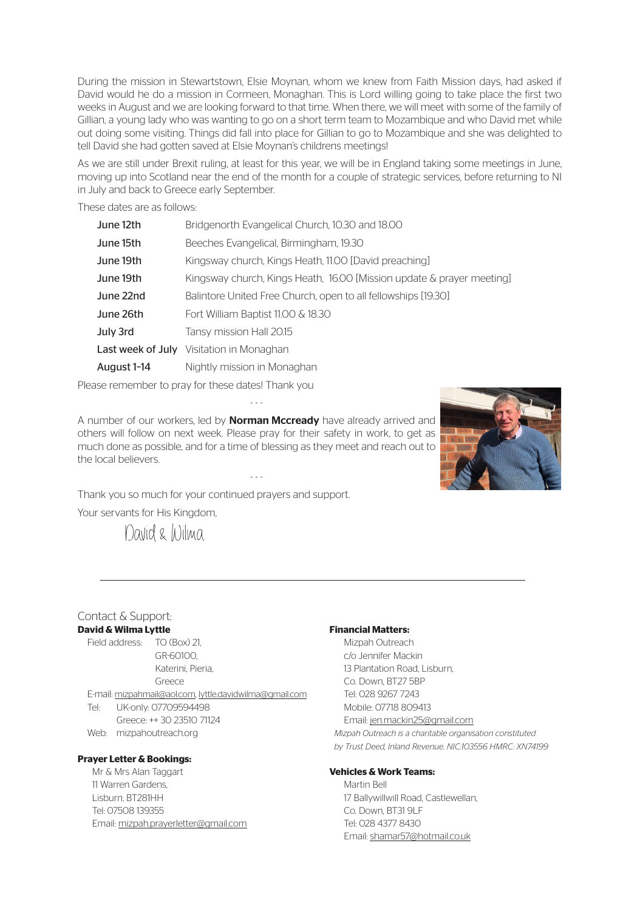During the mission in Stewartstown, Elsie Moynan, whom we knew from Faith Mission days, had asked if David would he do a mission in Cormeen, Monaghan. This is Lord willing going to take place the first two weeks in August and we are looking forward to that time. When there, we will meet with some of the family of Gillian, a young lady who was wanting to go on a short term team to Mozambique and who David met while out doing some visiting. Things did fall into place for Gillian to go to Mozambique and she was delighted to tell David she had gotten saved at Elsie Moynan's childrens meetings!

As we are still under Brexit ruling, at least for this year, we will be in England taking some meetings in June, moving up into Scotland near the end of the month for a couple of strategic services, before returning to NI in July and back to Greece early September.

These dates are as follows:

| | |
|---|---|
| June 12th | Bridgenorth Evangelical Church, 10.30 and 18.00 |
| June 15th | Beeches Evangelical, Birmingham, 19.30 |
| June 19th | Kingsway church, Kings Heath, 11.00 [David preaching] |
| June 19th | Kingsway church, Kings Heath, 16.00 [Mission update & prayer meeting] |
| June 22nd | Balintore United Free Church, open to all fellowships [19.30] |
| June 26th | Fort William Baptist 11.00 & 18.30 |
| July 3rd | Tansy mission Hall 20.15 |
| Last week of July | Visitation in Monaghan |
| August 1–14 | Nightly mission in Monaghan |

Please remember to pray for these dates! Thank you

- - -

A number of our workers, led by **Norman Mccready** have already arrived and others will follow on next week. Please pray for their safety in work, to get as much done as possible, and for a time of blessing as they meet and reach out to the local believers.

- - -

Thank you so much for your continued prayers and support.

Your servants for His Kingdom,

David & Wilma

---

Contact & Support:

**David & Wilma Lyttle**

Field address: TO (Box) 21,
GR-60100,
Katerini, Pieria,
Greece

E-mail: mizpahmail@aol.com, lyttle.davidwilma@gmail.com

Tel: UK-only: 07709594498
Greece: ++ 30 23510 71124

Web: mizpahoutreach.org

**Prayer Letter & Bookings:**

Mr & Mrs Alan Taggart
11 Warren Gardens,
Lisburn, BT281HH
Tel: 07508 139355
Email: mizpah.prayerletter@gmail.com

**Financial Matters:**

Mizpah Outreach
c/o Jennifer Mackin
13 Plantation Road, Lisburn,
Co. Down, BT27 5BP
Tel: 028 9267 7243
Mobile: 07718 809413
Email: jen.mackin25@gmail.com

*Mizpah Outreach is a charitable organisation constituted by Trust Deed, Inland Revenue. NIC:103556 HMRC: XN74199*

**Vehicles & Work Teams:**

Martin Bell
17 Ballywillwill Road, Castlewellan,
Co. Down, BT31 9LF
Tel: 028 4377 8430
Email: shamar57@hotmail.co.uk